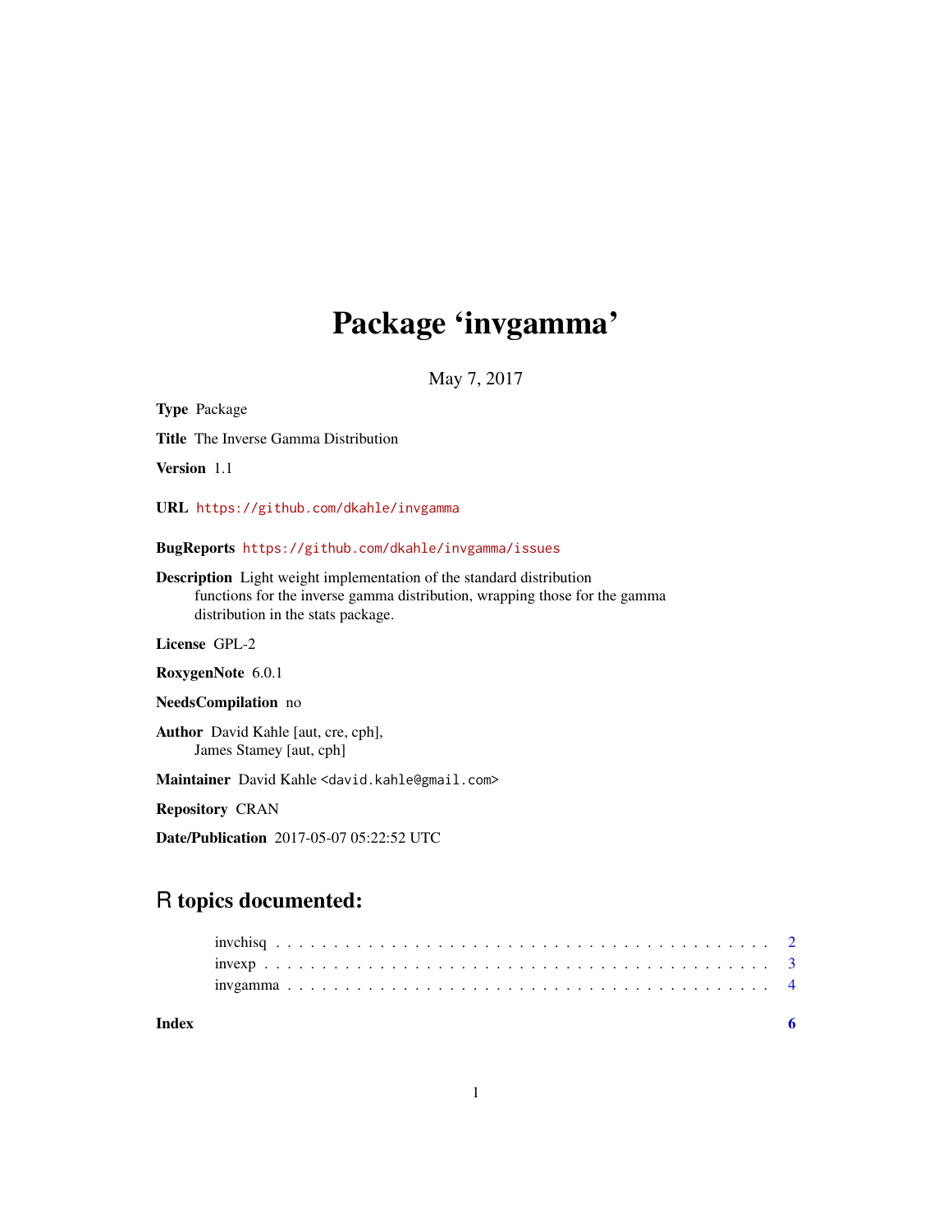# Package 'invgamma'

May 7, 2017

**Type** Package

**Title** The Inverse Gamma Distribution

**Version** 1.1

**URL** https://github.com/dkahle/invgamma

**BugReports** https://github.com/dkahle/invgamma/issues

**Description** Light weight implementation of the standard distribution functions for the inverse gamma distribution, wrapping those for the gamma distribution in the stats package.

**License** GPL-2

**RoxygenNote** 6.0.1

**NeedsCompilation** no

**Author** David Kahle [aut, cre, cph], James Stamey [aut, cph]

**Maintainer** David Kahle <david.kahle@gmail.com>

**Repository** CRAN

**Date/Publication** 2017-05-07 05:22:52 UTC

## R topics documented:

invchisq . . . . . . . . . . . . . . . . . . . . . . . . . . . . . . . . . . . . . . . . . . 2
invexp . . . . . . . . . . . . . . . . . . . . . . . . . . . . . . . . . . . . . . . . . . . 3
invgamma . . . . . . . . . . . . . . . . . . . . . . . . . . . . . . . . . . . . . . . . . 4

**Index** **6**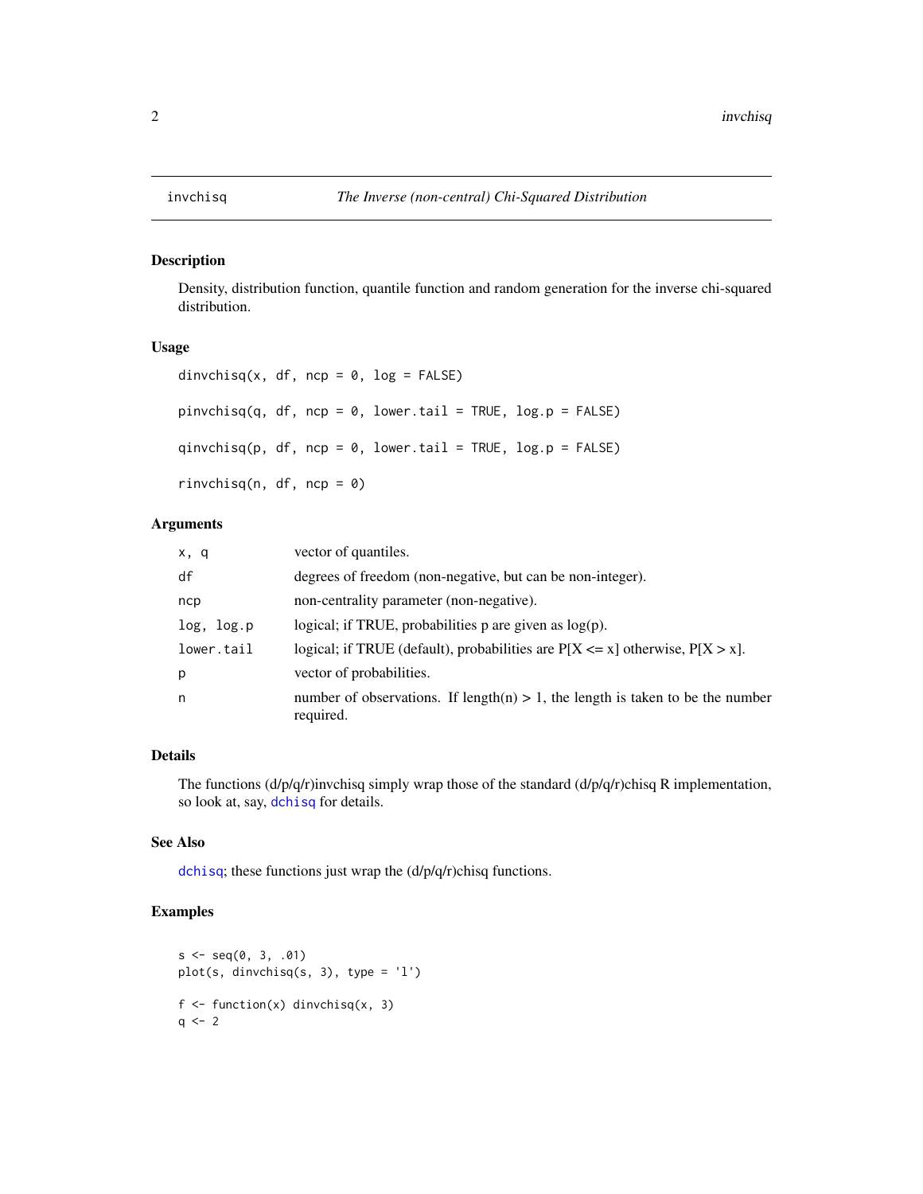# invchisq — *The Inverse (non-central) Chi-Squared Distribution*

## Description

Density, distribution function, quantile function and random generation for the inverse chi-squared distribution.

## Usage

```
dinvchisq(x, df, ncp = 0, log = FALSE)

pinvchisq(q, df, ncp = 0, lower.tail = TRUE, log.p = FALSE)

qinvchisq(p, df, ncp = 0, lower.tail = TRUE, log.p = FALSE)

rinvchisq(n, df, ncp = 0)
```

## Arguments

| | |
|---|---|
| `x, q` | vector of quantiles. |
| `df` | degrees of freedom (non-negative, but can be non-integer). |
| `ncp` | non-centrality parameter (non-negative). |
| `log, log.p` | logical; if TRUE, probabilities p are given as log(p). |
| `lower.tail` | logical; if TRUE (default), probabilities are P[X <= x] otherwise, P[X > x]. |
| `p` | vector of probabilities. |
| `n` | number of observations. If length(n) > 1, the length is taken to be the number required. |

## Details

The functions (d/p/q/r)invchisq simply wrap those of the standard (d/p/q/r)chisq R implementation, so look at, say, `dchisq` for details.

## See Also

`dchisq`; these functions just wrap the (d/p/q/r)chisq functions.

## Examples

```
s <- seq(0, 3, .01)
plot(s, dinvchisq(s, 3), type = 'l')

f <- function(x) dinvchisq(x, 3)
q <- 2
```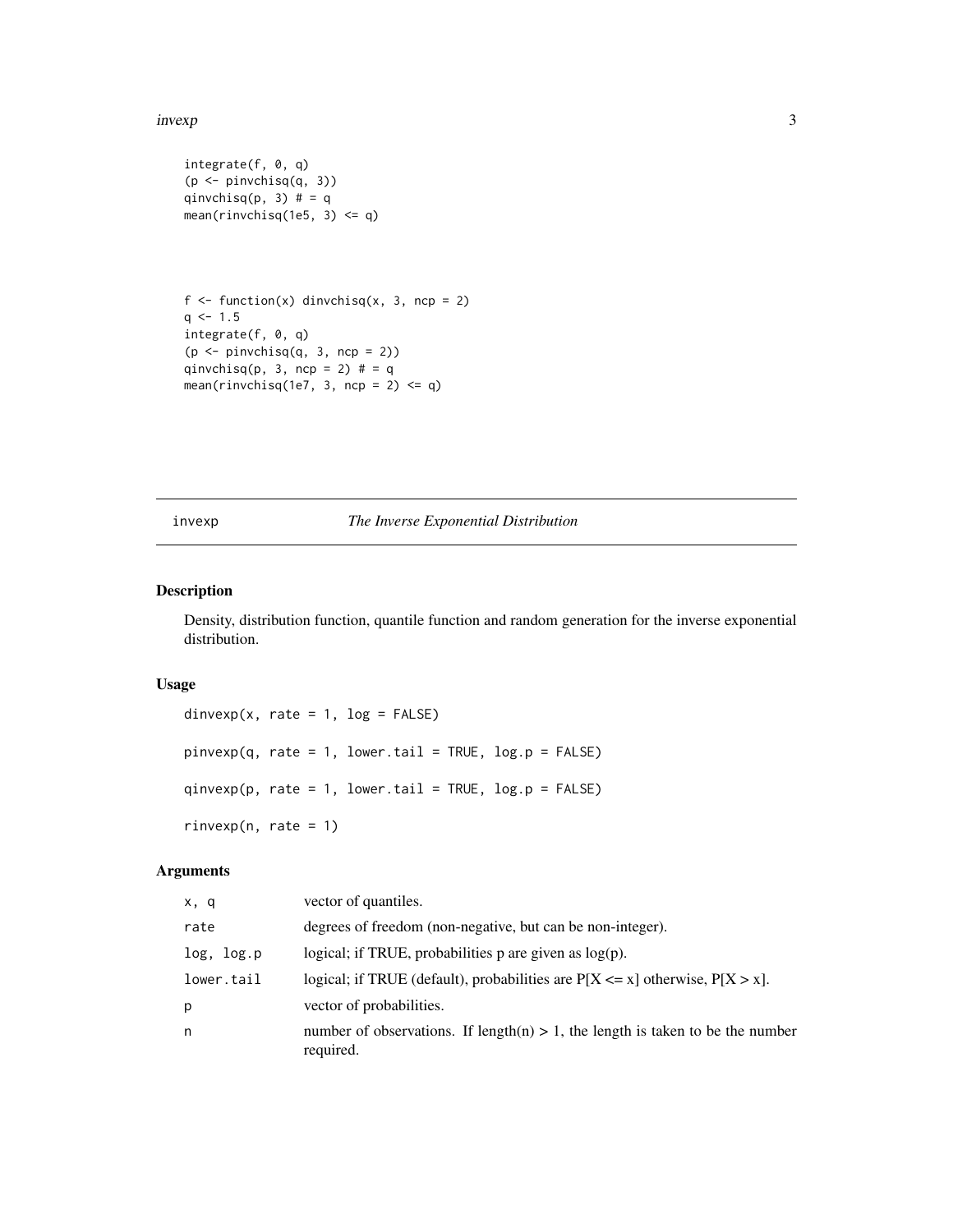```
integrate(f, 0, q)
(p <- pinvchisq(q, 3))
qinvchisq(p, 3) # = q
mean(rinvchisq(1e5, 3) <= q)



f <- function(x) dinvchisq(x, 3, ncp = 2)
q <- 1.5
integrate(f, 0, q)
(p <- pinvchisq(q, 3, ncp = 2))
qinvchisq(p, 3, ncp = 2) # = q
mean(rinvchisq(1e7, 3, ncp = 2) <= q)
```

---

## invexp *The Inverse Exponential Distribution*

### Description

Density, distribution function, quantile function and random generation for the inverse exponential distribution.

### Usage

```
dinvexp(x, rate = 1, log = FALSE)

pinvexp(q, rate = 1, lower.tail = TRUE, log.p = FALSE)

qinvexp(p, rate = 1, lower.tail = TRUE, log.p = FALSE)

rinvexp(n, rate = 1)
```

### Arguments

| | |
|---|---|
| `x, q` | vector of quantiles. |
| `rate` | degrees of freedom (non-negative, but can be non-integer). |
| `log, log.p` | logical; if TRUE, probabilities p are given as log(p). |
| `lower.tail` | logical; if TRUE (default), probabilities are P[X <= x] otherwise, P[X > x]. |
| `p` | vector of probabilities. |
| `n` | number of observations. If length(n) > 1, the length is taken to be the number required. |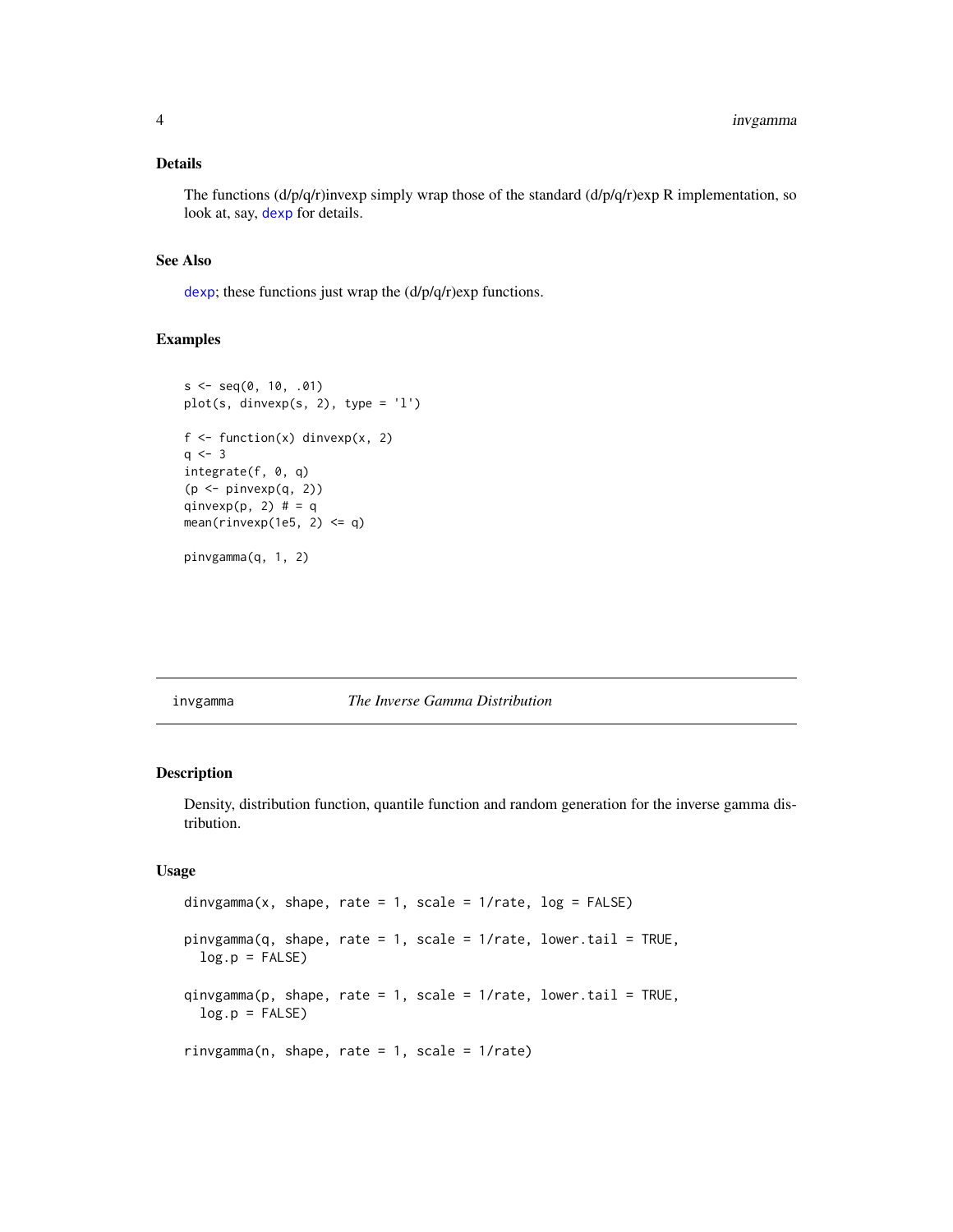### Details

The functions (d/p/q/r)invexp simply wrap those of the standard (d/p/q/r)exp R implementation, so look at, say, dexp for details.

### See Also

dexp; these functions just wrap the (d/p/q/r)exp functions.

### Examples

```
s <- seq(0, 10, .01)
plot(s, dinvexp(s, 2), type = 'l')

f <- function(x) dinvexp(x, 2)
q <- 3
integrate(f, 0, q)
(p <- pinvexp(q, 2))
qinvexp(p, 2) # = q
mean(rinvexp(1e5, 2) <= q)

pinvgamma(q, 1, 2)
```

---

## invgamma — *The Inverse Gamma Distribution*

### Description

Density, distribution function, quantile function and random generation for the inverse gamma distribution.

### Usage

```
dinvgamma(x, shape, rate = 1, scale = 1/rate, log = FALSE)

pinvgamma(q, shape, rate = 1, scale = 1/rate, lower.tail = TRUE,
  log.p = FALSE)

qinvgamma(p, shape, rate = 1, scale = 1/rate, lower.tail = TRUE,
  log.p = FALSE)

rinvgamma(n, shape, rate = 1, scale = 1/rate)
```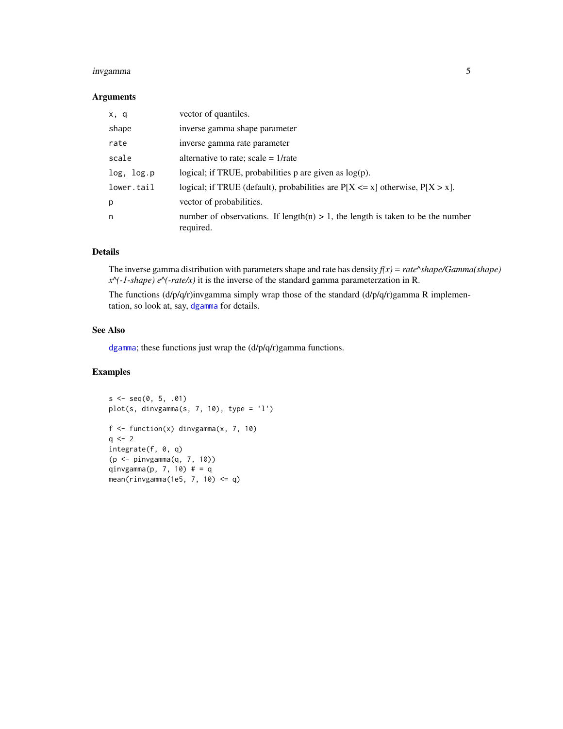## Arguments

| | |
|---|---|
| x, q | vector of quantiles. |
| shape | inverse gamma shape parameter |
| rate | inverse gamma rate parameter |
| scale | alternative to rate; scale = 1/rate |
| log, log.p | logical; if TRUE, probabilities p are given as log(p). |
| lower.tail | logical; if TRUE (default), probabilities are P[X <= x] otherwise, P[X > x]. |
| p | vector of probabilities. |
| n | number of observations. If length(n) > 1, the length is taken to be the number required. |

## Details

The inverse gamma distribution with parameters shape and rate has density *f(x) = rate^shape/Gamma(shape) x^(-1-shape) e^(-rate/x)* it is the inverse of the standard gamma parameterzation in R.

The functions (d/p/q/r)invgamma simply wrap those of the standard (d/p/q/r)gamma R implementation, so look at, say, dgamma for details.

## See Also

dgamma; these functions just wrap the (d/p/q/r)gamma functions.

## Examples

```
s <- seq(0, 5, .01)
plot(s, dinvgamma(s, 7, 10), type = 'l')

f <- function(x) dinvgamma(x, 7, 10)
q <- 2
integrate(f, 0, q)
(p <- pinvgamma(q, 7, 10))
qinvgamma(p, 7, 10) # = q
mean(rinvgamma(1e5, 7, 10) <= q)
```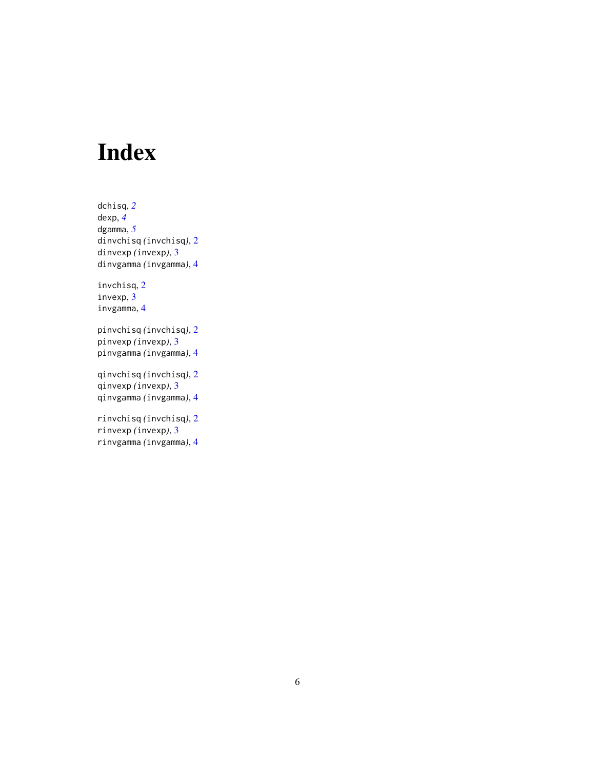# Index

dchisq, *2*
dexp, *4*
dgamma, *5*
dinvchisq *(*invchisq*)*, 2
dinvexp *(*invexp*)*, 3
dinvgamma *(*invgamma*)*, 4

invchisq, 2
invexp, 3
invgamma, 4

pinvchisq *(*invchisq*)*, 2
pinvexp *(*invexp*)*, 3
pinvgamma *(*invgamma*)*, 4

qinvchisq *(*invchisq*)*, 2
qinvexp *(*invexp*)*, 3
qinvgamma *(*invgamma*)*, 4

rinvchisq *(*invchisq*)*, 2
rinvexp *(*invexp*)*, 3
rinvgamma *(*invgamma*)*, 4